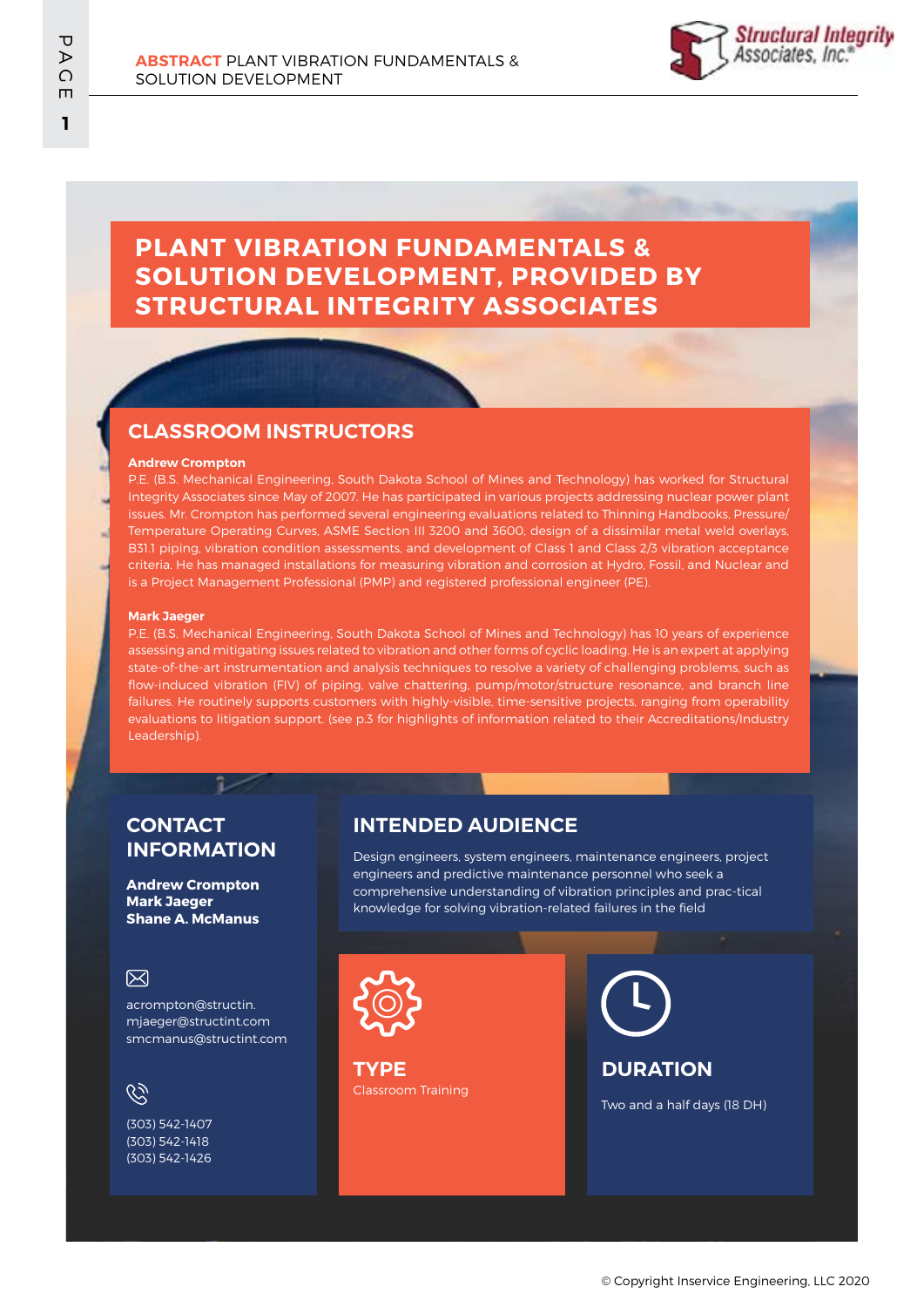# PLANT VIBRATION FUNDAMENTALS & SOLUTION DEVELOPMENT, PROVIDED BY STRUCTURAL INTEGRITY ASSOCIATES

## CLASSROOM INSTRUCTORS

**Andrew Crompton**

P.E. (B.S. Mechanical Engineering, South Dakota School of Mines and Technology) has worked for Structural Integrity Associates since May of 2007. He has participated in various projects addressing nuclear power plant issues. Mr. Crompton has performed several engineering evaluations related to Thinning Handbooks, Pressure/Temperature Operating Curves, ASME Section III 3200 and 3600, design of a dissimilar metal weld overlays, B31.1 piping, vibration condition assessments, and development of Class 1 and Class 2/3 vibration acceptance criteria. He has managed installations for measuring vibration and corrosion at Hydro, Fossil, and Nuclear and is a Project Management Professional (PMP) and registered professional engineer (PE).

**Mark Jaeger**

P.E. (B.S. Mechanical Engineering, South Dakota School of Mines and Technology) has 10 years of experience assessing and mitigating issues related to vibration and other forms of cyclic loading. He is an expert at applying state-of-the-art instrumentation and analysis techniques to resolve a variety of challenging problems, such as flow-induced vibration (FIV) of piping, valve chattering, pump/motor/structure resonance, and branch line failures. He routinely supports customers with highly-visible, time-sensitive projects, ranging from operability evaluations to litigation support. (see p.3 for highlights of information related to their Accreditations/Industry Leadership).

## CONTACT INFORMATION

**Andrew Crompton**
**Mark Jaeger**
**Shane A. McManus**

acrompton@structin.
mjaeger@structint.com
smcmanus@structint.com

(303) 542-1407
(303) 542-1418
(303) 542-1426

## INTENDED AUDIENCE

Design engineers, system engineers, maintenance engineers, project engineers and predictive maintenance personnel who seek a comprehensive understanding of vibration principles and prac-tical knowledge for solving vibration-related failures in the field

## TYPE

Classroom Training

## DURATION

Two and a half days (18 DH)

© Copyright Inservice Engineering, LLC 2020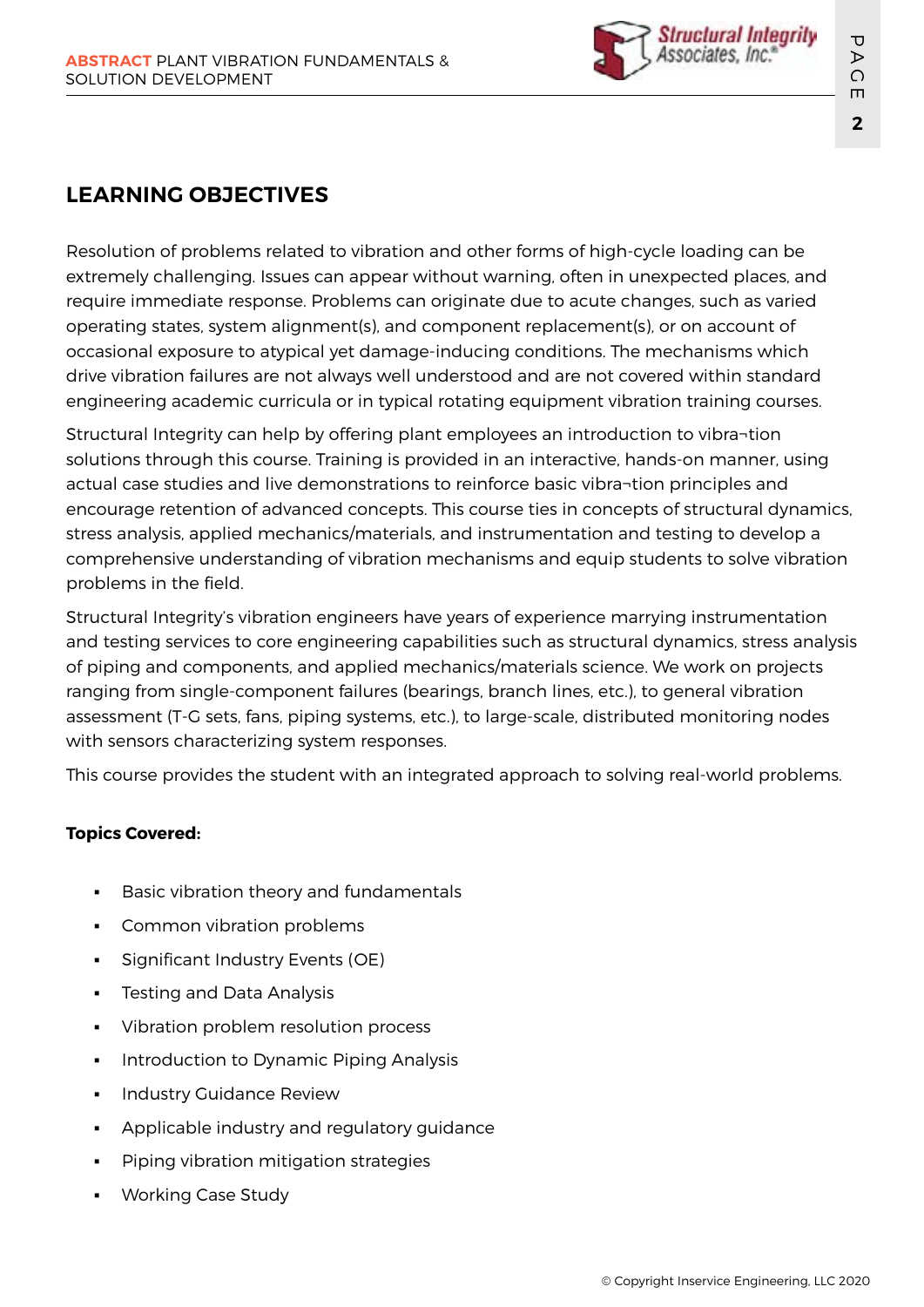## LEARNING OBJECTIVES

Resolution of problems related to vibration and other forms of high-cycle loading can be extremely challenging. Issues can appear without warning, often in unexpected places, and require immediate response. Problems can originate due to acute changes, such as varied operating states, system alignment(s), and component replacement(s), or on account of occasional exposure to atypical yet damage-inducing conditions. The mechanisms which drive vibration failures are not always well understood and are not covered within standard engineering academic curricula or in typical rotating equipment vibration training courses.

Structural Integrity can help by offering plant employees an introduction to vibra¬tion solutions through this course. Training is provided in an interactive, hands-on manner, using actual case studies and live demonstrations to reinforce basic vibra¬tion principles and encourage retention of advanced concepts. This course ties in concepts of structural dynamics, stress analysis, applied mechanics/materials, and instrumentation and testing to develop a comprehensive understanding of vibration mechanisms and equip students to solve vibration problems in the field.

Structural Integrity's vibration engineers have years of experience marrying instrumentation and testing services to core engineering capabilities such as structural dynamics, stress analysis of piping and components, and applied mechanics/materials science. We work on projects ranging from single-component failures (bearings, branch lines, etc.), to general vibration assessment (T-G sets, fans, piping systems, etc.), to large-scale, distributed monitoring nodes with sensors characterizing system responses.

This course provides the student with an integrated approach to solving real-world problems.

**Topics Covered:**

- Basic vibration theory and fundamentals
- Common vibration problems
- Significant Industry Events (OE)
- Testing and Data Analysis
- Vibration problem resolution process
- Introduction to Dynamic Piping Analysis
- Industry Guidance Review
- Applicable industry and regulatory guidance
- Piping vibration mitigation strategies
- Working Case Study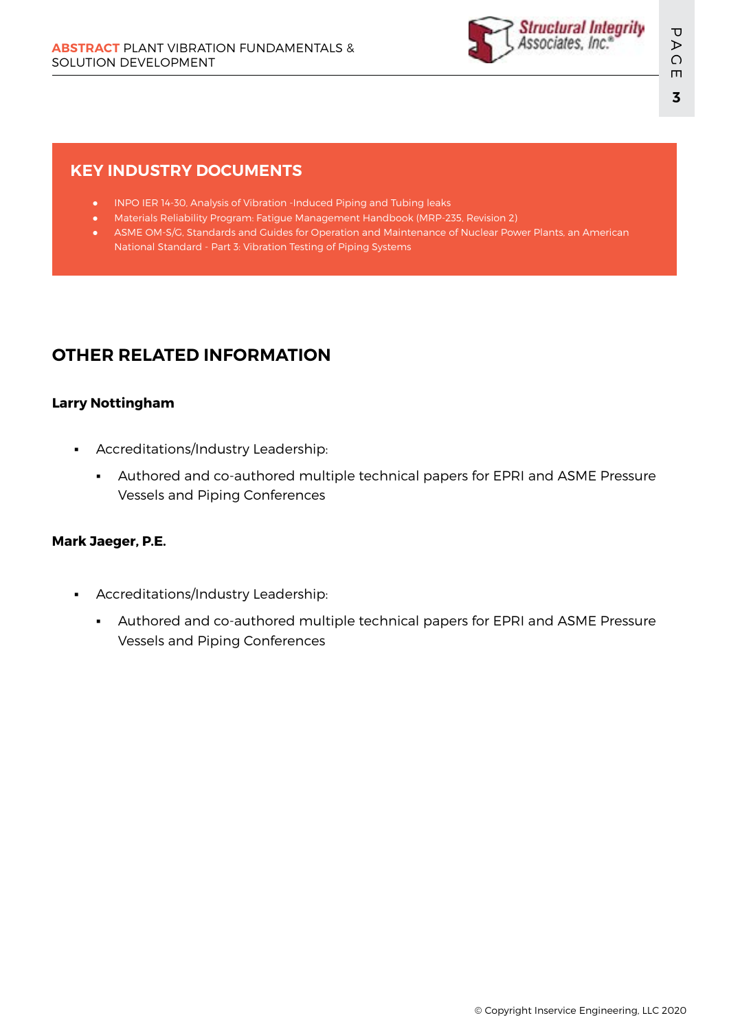## KEY INDUSTRY DOCUMENTS

- INPO IER 14-30, Analysis of Vibration -Induced Piping and Tubing leaks
- Materials Reliability Program: Fatigue Management Handbook (MRP-235, Revision 2)
- ASME OM-S/G, Standards and Guides for Operation and Maintenance of Nuclear Power Plants, an American National Standard - Part 3: Vibration Testing of Piping Systems

## OTHER RELATED INFORMATION

**Larry Nottingham**

- Accreditations/Industry Leadership:
  - Authored and co-authored multiple technical papers for EPRI and ASME Pressure Vessels and Piping Conferences

**Mark Jaeger, P.E.**

- Accreditations/Industry Leadership:
  - Authored and co-authored multiple technical papers for EPRI and ASME Pressure Vessels and Piping Conferences

© Copyright Inservice Engineering, LLC 2020